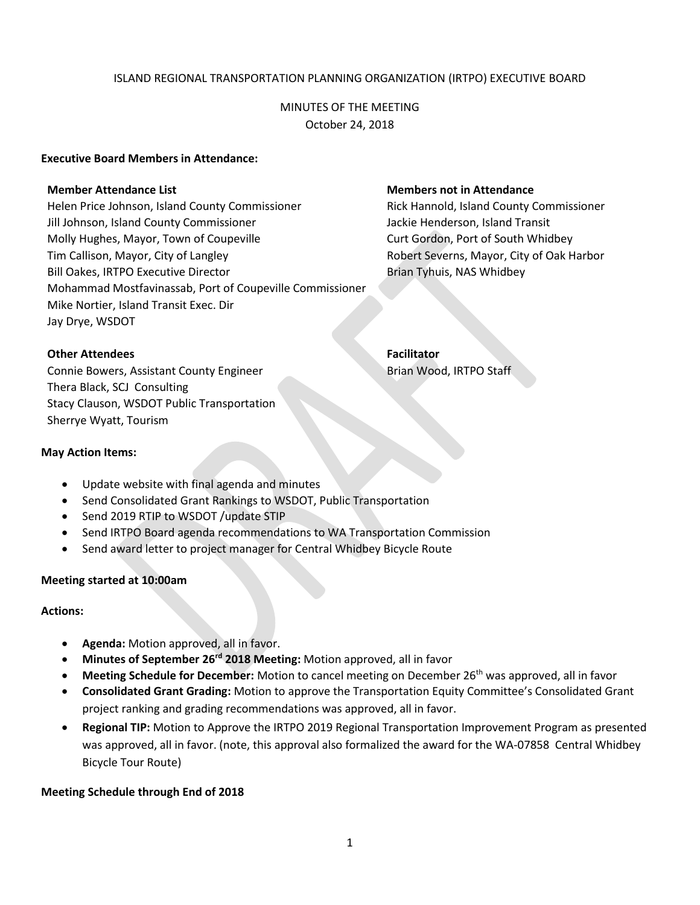ISLAND REGIONAL TRANSPORTATION PLANNING ORGANIZATION (IRTPO) EXECUTIVE BOARD

MINUTES OF THE MEETING
October 24, 2018

**Executive Board Members in Attendance:**

**Member Attendance List**

Helen Price Johnson, Island County Commissioner
Jill Johnson, Island County Commissioner
Molly Hughes, Mayor, Town of Coupeville
Tim Callison, Mayor, City of Langley
Bill Oakes, IRTPO Executive Director
Mohammad Mostfavinassab, Port of Coupeville Commissioner
Mike Nortier, Island Transit Exec. Dir
Jay Drye, WSDOT

**Members not in Attendance**

Rick Hannold, Island County Commissioner
Jackie Henderson, Island Transit
Curt Gordon, Port of South Whidbey
Robert Severns, Mayor, City of Oak Harbor
Brian Tyhuis, NAS Whidbey

**Other Attendees**

Connie Bowers, Assistant County Engineer
Thera Black, SCJ Consulting
Stacy Clauson, WSDOT Public Transportation
Sherrye Wyatt, Tourism

**Facilitator**

Brian Wood, IRTPO Staff

**May Action Items:**

- Update website with final agenda and minutes
- Send Consolidated Grant Rankings to WSDOT, Public Transportation
- Send 2019 RTIP to WSDOT /update STIP
- Send IRTPO Board agenda recommendations to WA Transportation Commission
- Send award letter to project manager for Central Whidbey Bicycle Route

**Meeting started at 10:00am**

**Actions:**

- **Agenda:** Motion approved, all in favor.
- **Minutes of September 26rd 2018 Meeting:** Motion approved, all in favor
- **Meeting Schedule for December:** Motion to cancel meeting on December 26th was approved, all in favor
- **Consolidated Grant Grading:** Motion to approve the Transportation Equity Committee's Consolidated Grant project ranking and grading recommendations was approved, all in favor.
- **Regional TIP:** Motion to Approve the IRTPO 2019 Regional Transportation Improvement Program as presented was approved, all in favor. (note, this approval also formalized the award for the WA-07858 Central Whidbey Bicycle Tour Route)

**Meeting Schedule through End of 2018**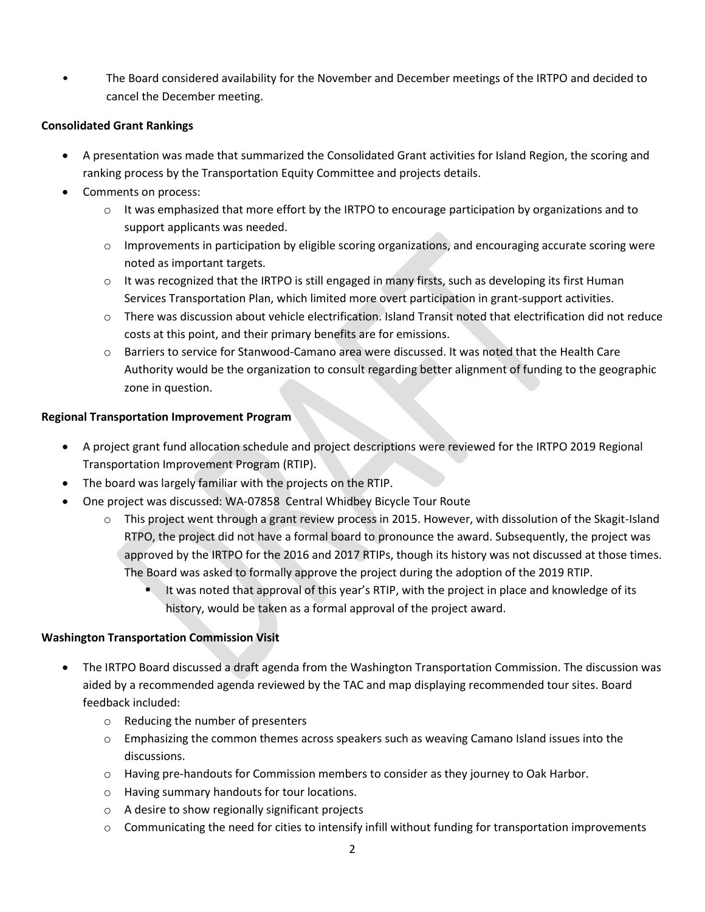- The Board considered availability for the November and December meetings of the IRTPO and decided to cancel the December meeting.

**Consolidated Grant Rankings**

- A presentation was made that summarized the Consolidated Grant activities for Island Region, the scoring and ranking process by the Transportation Equity Committee and projects details.
- Comments on process:
  - It was emphasized that more effort by the IRTPO to encourage participation by organizations and to support applicants was needed.
  - Improvements in participation by eligible scoring organizations, and encouraging accurate scoring were noted as important targets.
  - It was recognized that the IRTPO is still engaged in many firsts, such as developing its first Human Services Transportation Plan, which limited more overt participation in grant-support activities.
  - There was discussion about vehicle electrification. Island Transit noted that electrification did not reduce costs at this point, and their primary benefits are for emissions.
  - Barriers to service for Stanwood-Camano area were discussed. It was noted that the Health Care Authority would be the organization to consult regarding better alignment of funding to the geographic zone in question.

**Regional Transportation Improvement Program**

- A project grant fund allocation schedule and project descriptions were reviewed for the IRTPO 2019 Regional Transportation Improvement Program (RTIP).
- The board was largely familiar with the projects on the RTIP.
- One project was discussed: WA-07858 Central Whidbey Bicycle Tour Route
  - This project went through a grant review process in 2015. However, with dissolution of the Skagit-Island RTPO, the project did not have a formal board to pronounce the award. Subsequently, the project was approved by the IRTPO for the 2016 and 2017 RTIPs, though its history was not discussed at those times. The Board was asked to formally approve the project during the adoption of the 2019 RTIP.
    - It was noted that approval of this year's RTIP, with the project in place and knowledge of its history, would be taken as a formal approval of the project award.

**Washington Transportation Commission Visit**

- The IRTPO Board discussed a draft agenda from the Washington Transportation Commission. The discussion was aided by a recommended agenda reviewed by the TAC and map displaying recommended tour sites. Board feedback included:
  - Reducing the number of presenters
  - Emphasizing the common themes across speakers such as weaving Camano Island issues into the discussions.
  - Having pre-handouts for Commission members to consider as they journey to Oak Harbor.
  - Having summary handouts for tour locations.
  - A desire to show regionally significant projects
  - Communicating the need for cities to intensify infill without funding for transportation improvements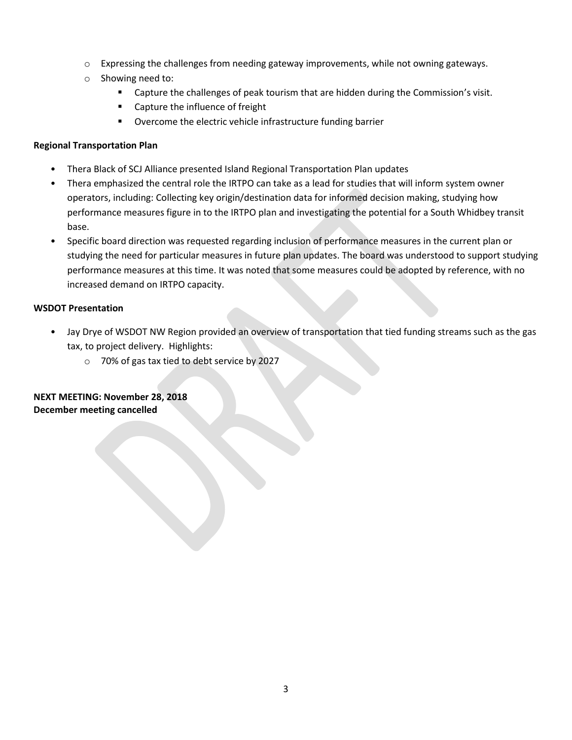- Expressing the challenges from needing gateway improvements, while not owning gateways.
    - Showing need to:
        - Capture the challenges of peak tourism that are hidden during the Commission's visit.
        - Capture the influence of freight
        - Overcome the electric vehicle infrastructure funding barrier

**Regional Transportation Plan**

- Thera Black of SCJ Alliance presented Island Regional Transportation Plan updates
- Thera emphasized the central role the IRTPO can take as a lead for studies that will inform system owner operators, including: Collecting key origin/destination data for informed decision making, studying how performance measures figure in to the IRTPO plan and investigating the potential for a South Whidbey transit base.
- Specific board direction was requested regarding inclusion of performance measures in the current plan or studying the need for particular measures in future plan updates. The board was understood to support studying performance measures at this time. It was noted that some measures could be adopted by reference, with no increased demand on IRTPO capacity.

**WSDOT Presentation**

- Jay Drye of WSDOT NW Region provided an overview of transportation that tied funding streams such as the gas tax, to project delivery. Highlights:
    - 70% of gas tax tied to debt service by 2027

**NEXT MEETING: November 28, 2018**
**December meeting cancelled**